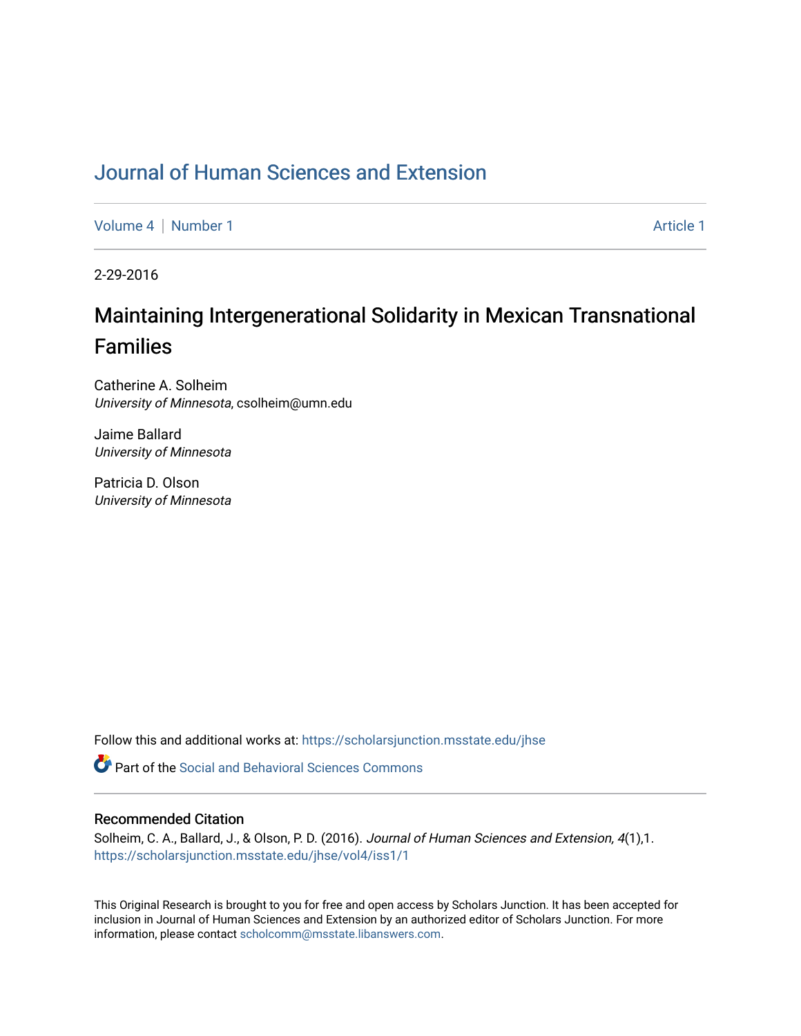# Journal of Human Sciences and Extension

Volume 4 | Number 1 Article 1

2-29-2016

## Maintaining Intergenerational Solidarity in Mexican Transnational Families

Catherine A. Solheim
*University of Minnesota*, csolheim@umn.edu

Jaime Ballard
*University of Minnesota*

Patricia D. Olson
*University of Minnesota*

Follow this and additional works at: https://scholarsjunction.msstate.edu/jhse

Part of the Social and Behavioral Sciences Commons

### Recommended Citation

Solheim, C. A., Ballard, J., & Olson, P. D. (2016). *Journal of Human Sciences and Extension, 4*(1),1.
https://scholarsjunction.msstate.edu/jhse/vol4/iss1/1

This Original Research is brought to you for free and open access by Scholars Junction. It has been accepted for inclusion in Journal of Human Sciences and Extension by an authorized editor of Scholars Junction. For more information, please contact scholcomm@msstate.libanswers.com.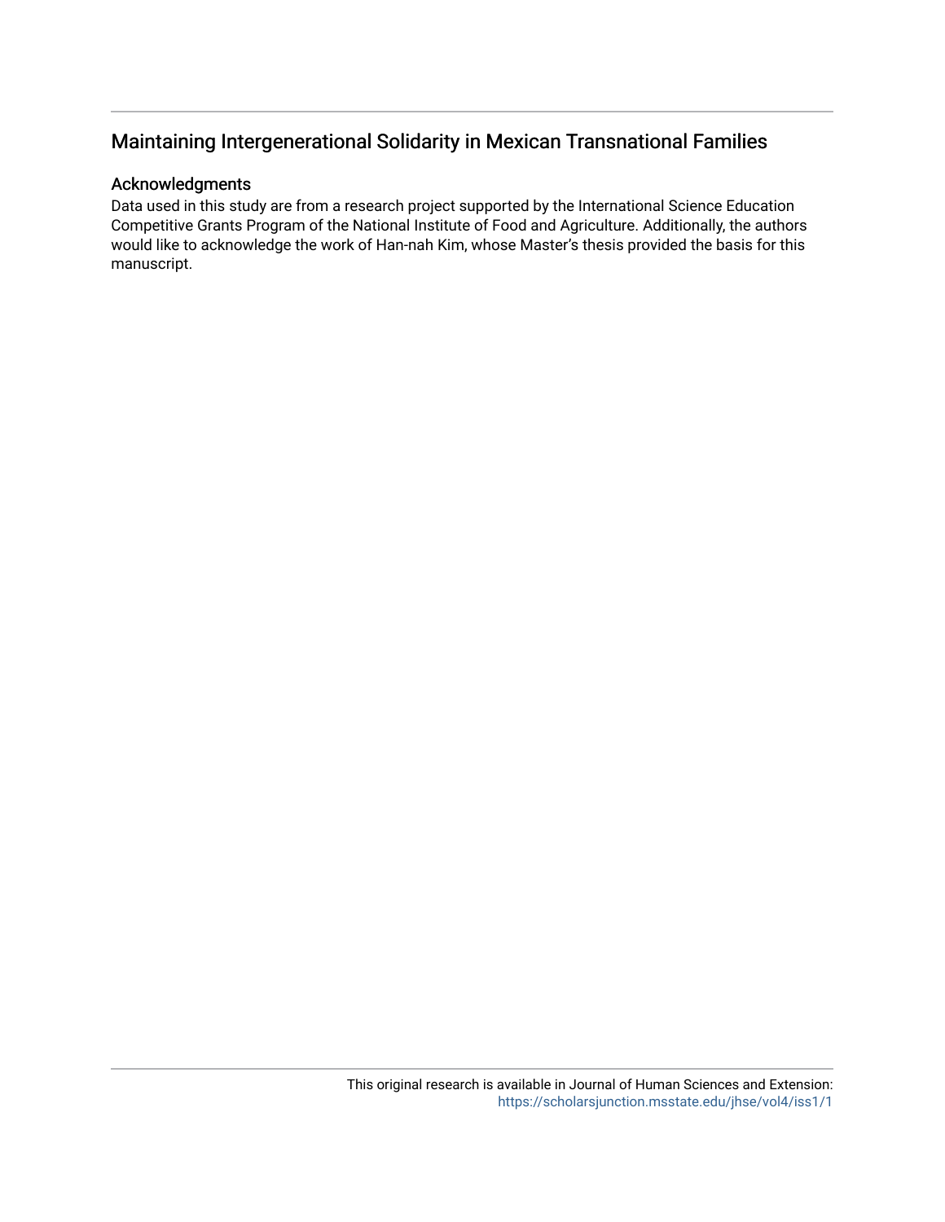# Maintaining Intergenerational Solidarity in Mexican Transnational Families

## Acknowledgments

Data used in this study are from a research project supported by the International Science Education Competitive Grants Program of the National Institute of Food and Agriculture. Additionally, the authors would like to acknowledge the work of Han-nah Kim, whose Master's thesis provided the basis for this manuscript.

This original research is available in Journal of Human Sciences and Extension: https://scholarsjunction.msstate.edu/jhse/vol4/iss1/1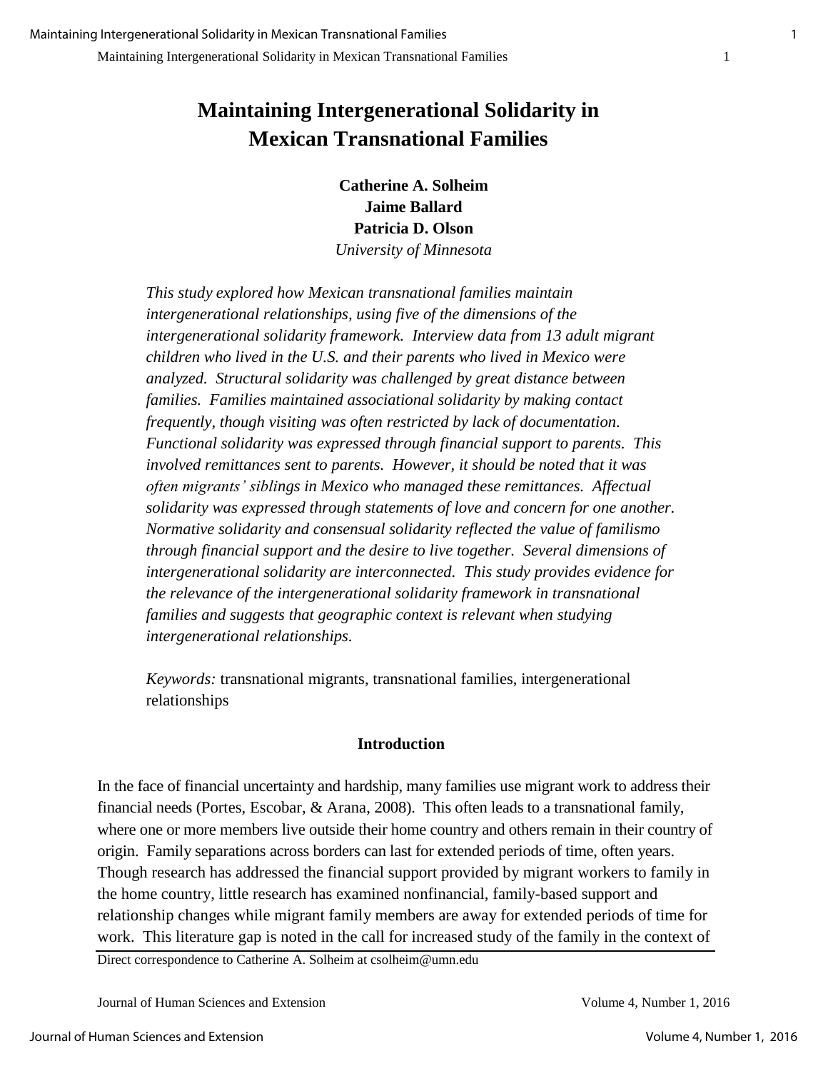# Maintaining Intergenerational Solidarity in Mexican Transnational Families

**Catherine A. Solheim**
**Jaime Ballard**
**Patricia D. Olson**
*University of Minnesota*

*This study explored how Mexican transnational families maintain intergenerational relationships, using five of the dimensions of the intergenerational solidarity framework. Interview data from 13 adult migrant children who lived in the U.S. and their parents who lived in Mexico were analyzed. Structural solidarity was challenged by great distance between families. Families maintained associational solidarity by making contact frequently, though visiting was often restricted by lack of documentation. Functional solidarity was expressed through financial support to parents. This involved remittances sent to parents. However, it should be noted that it was often migrants' siblings in Mexico who managed these remittances. Affectual solidarity was expressed through statements of love and concern for one another. Normative solidarity and consensual solidarity reflected the value of familismo through financial support and the desire to live together. Several dimensions of intergenerational solidarity are interconnected. This study provides evidence for the relevance of the intergenerational solidarity framework in transnational families and suggests that geographic context is relevant when studying intergenerational relationships.*

*Keywords:* transnational migrants, transnational families, intergenerational relationships

## Introduction

In the face of financial uncertainty and hardship, many families use migrant work to address their financial needs (Portes, Escobar, & Arana, 2008). This often leads to a transnational family, where one or more members live outside their home country and others remain in their country of origin. Family separations across borders can last for extended periods of time, often years. Though research has addressed the financial support provided by migrant workers to family in the home country, little research has examined nonfinancial, family-based support and relationship changes while migrant family members are away for extended periods of time for work. This literature gap is noted in the call for increased study of the family in the context of

Direct correspondence to Catherine A. Solheim at csolheim@umn.edu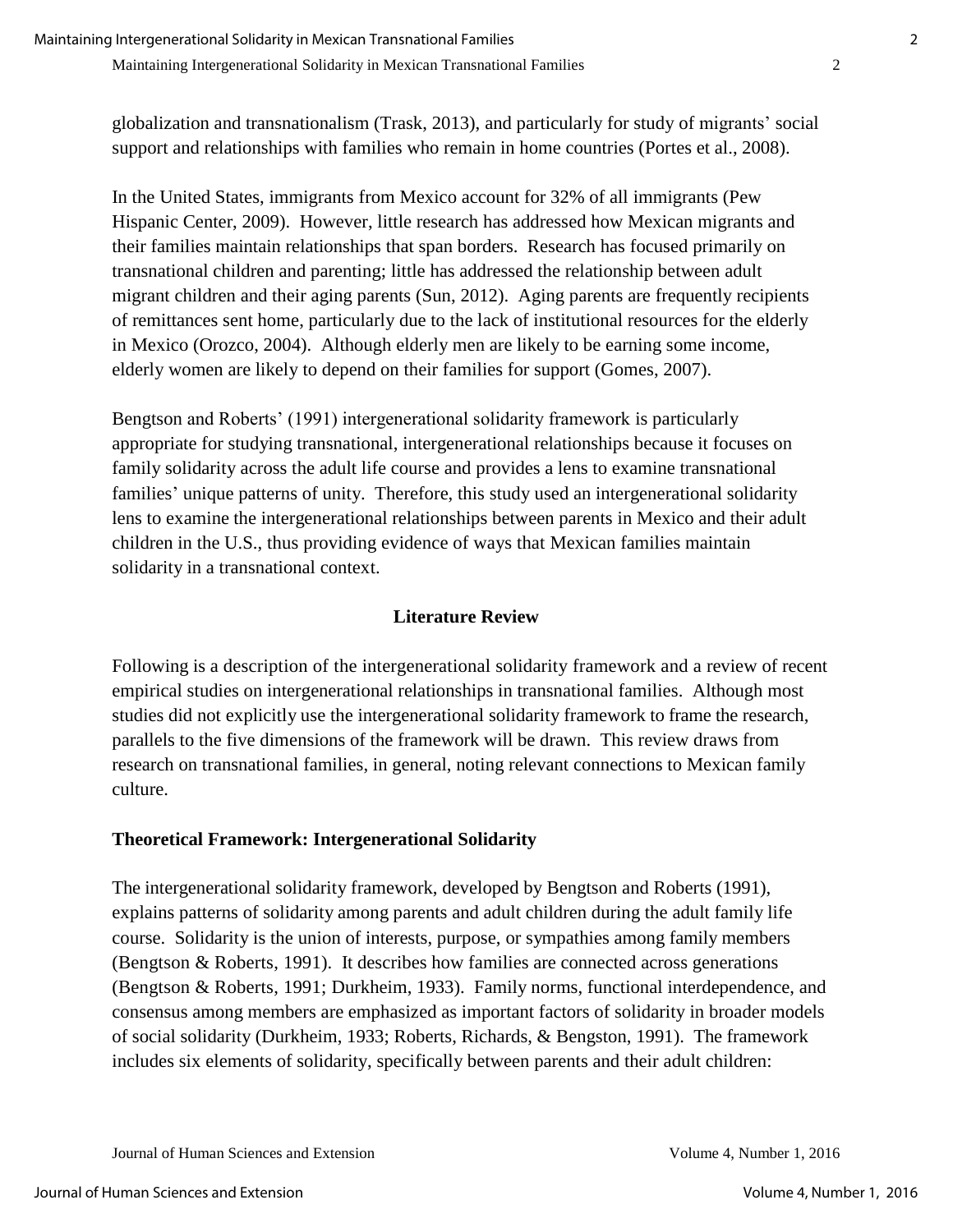globalization and transnationalism (Trask, 2013), and particularly for study of migrants' social support and relationships with families who remain in home countries (Portes et al., 2008).

In the United States, immigrants from Mexico account for 32% of all immigrants (Pew Hispanic Center, 2009). However, little research has addressed how Mexican migrants and their families maintain relationships that span borders. Research has focused primarily on transnational children and parenting; little has addressed the relationship between adult migrant children and their aging parents (Sun, 2012). Aging parents are frequently recipients of remittances sent home, particularly due to the lack of institutional resources for the elderly in Mexico (Orozco, 2004). Although elderly men are likely to be earning some income, elderly women are likely to depend on their families for support (Gomes, 2007).

Bengtson and Roberts' (1991) intergenerational solidarity framework is particularly appropriate for studying transnational, intergenerational relationships because it focuses on family solidarity across the adult life course and provides a lens to examine transnational families' unique patterns of unity. Therefore, this study used an intergenerational solidarity lens to examine the intergenerational relationships between parents in Mexico and their adult children in the U.S., thus providing evidence of ways that Mexican families maintain solidarity in a transnational context.

## Literature Review

Following is a description of the intergenerational solidarity framework and a review of recent empirical studies on intergenerational relationships in transnational families. Although most studies did not explicitly use the intergenerational solidarity framework to frame the research, parallels to the five dimensions of the framework will be drawn. This review draws from research on transnational families, in general, noting relevant connections to Mexican family culture.

### Theoretical Framework: Intergenerational Solidarity

The intergenerational solidarity framework, developed by Bengtson and Roberts (1991), explains patterns of solidarity among parents and adult children during the adult family life course. Solidarity is the union of interests, purpose, or sympathies among family members (Bengtson & Roberts, 1991). It describes how families are connected across generations (Bengtson & Roberts, 1991; Durkheim, 1933). Family norms, functional interdependence, and consensus among members are emphasized as important factors of solidarity in broader models of social solidarity (Durkheim, 1933; Roberts, Richards, & Bengston, 1991). The framework includes six elements of solidarity, specifically between parents and their adult children: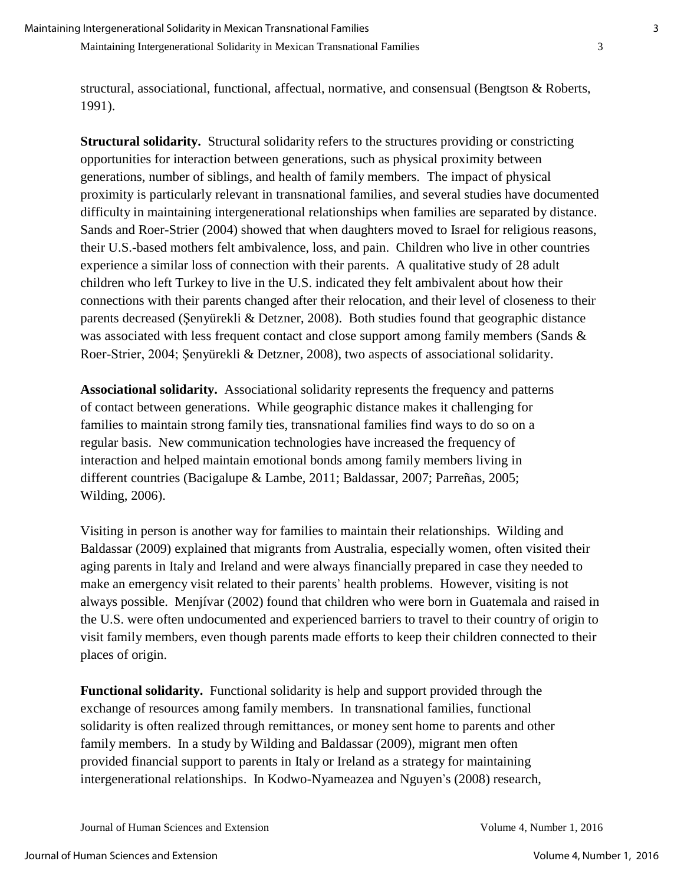structural, associational, functional, affectual, normative, and consensual (Bengtson & Roberts, 1991).

**Structural solidarity.** Structural solidarity refers to the structures providing or constricting opportunities for interaction between generations, such as physical proximity between generations, number of siblings, and health of family members. The impact of physical proximity is particularly relevant in transnational families, and several studies have documented difficulty in maintaining intergenerational relationships when families are separated by distance. Sands and Roer-Strier (2004) showed that when daughters moved to Israel for religious reasons, their U.S.-based mothers felt ambivalence, loss, and pain. Children who live in other countries experience a similar loss of connection with their parents. A qualitative study of 28 adult children who left Turkey to live in the U.S. indicated they felt ambivalent about how their connections with their parents changed after their relocation, and their level of closeness to their parents decreased (Şenyürekli & Detzner, 2008). Both studies found that geographic distance was associated with less frequent contact and close support among family members (Sands & Roer-Strier, 2004; Şenyürekli & Detzner, 2008), two aspects of associational solidarity.

**Associational solidarity.** Associational solidarity represents the frequency and patterns of contact between generations. While geographic distance makes it challenging for families to maintain strong family ties, transnational families find ways to do so on a regular basis. New communication technologies have increased the frequency of interaction and helped maintain emotional bonds among family members living in different countries (Bacigalupe & Lambe, 2011; Baldassar, 2007; Parreñas, 2005; Wilding, 2006).

Visiting in person is another way for families to maintain their relationships. Wilding and Baldassar (2009) explained that migrants from Australia, especially women, often visited their aging parents in Italy and Ireland and were always financially prepared in case they needed to make an emergency visit related to their parents' health problems. However, visiting is not always possible. Menjívar (2002) found that children who were born in Guatemala and raised in the U.S. were often undocumented and experienced barriers to travel to their country of origin to visit family members, even though parents made efforts to keep their children connected to their places of origin.

**Functional solidarity.** Functional solidarity is help and support provided through the exchange of resources among family members. In transnational families, functional solidarity is often realized through remittances, or money sent home to parents and other family members. In a study by Wilding and Baldassar (2009), migrant men often provided financial support to parents in Italy or Ireland as a strategy for maintaining intergenerational relationships. In Kodwo-Nyameazea and Nguyen's (2008) research,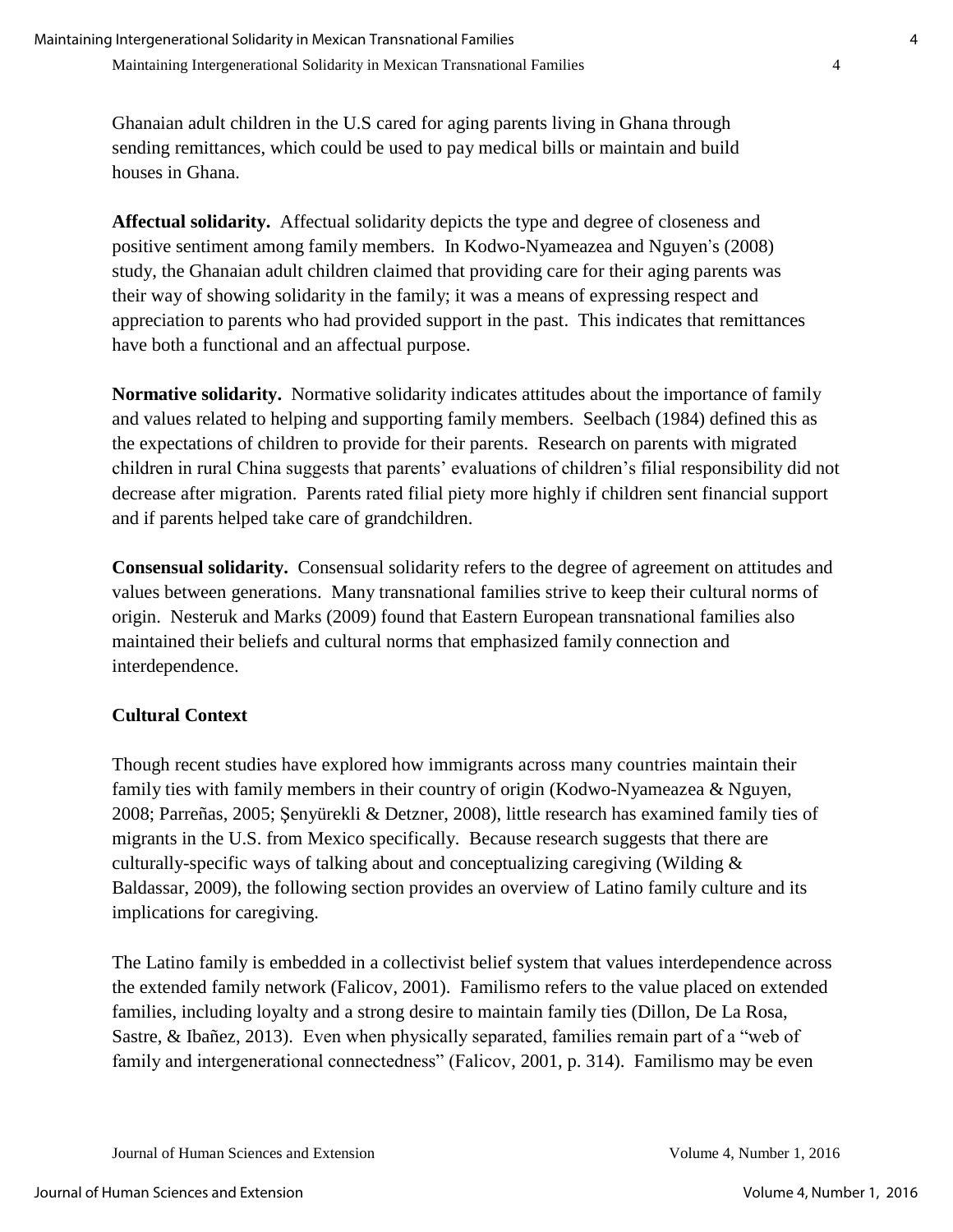Ghanaian adult children in the U.S cared for aging parents living in Ghana through sending remittances, which could be used to pay medical bills or maintain and build houses in Ghana.

**Affectual solidarity.** Affectual solidarity depicts the type and degree of closeness and positive sentiment among family members. In Kodwo-Nyameazea and Nguyen's (2008) study, the Ghanaian adult children claimed that providing care for their aging parents was their way of showing solidarity in the family; it was a means of expressing respect and appreciation to parents who had provided support in the past. This indicates that remittances have both a functional and an affectual purpose.

**Normative solidarity.** Normative solidarity indicates attitudes about the importance of family and values related to helping and supporting family members. Seelbach (1984) defined this as the expectations of children to provide for their parents. Research on parents with migrated children in rural China suggests that parents' evaluations of children's filial responsibility did not decrease after migration. Parents rated filial piety more highly if children sent financial support and if parents helped take care of grandchildren.

**Consensual solidarity.** Consensual solidarity refers to the degree of agreement on attitudes and values between generations. Many transnational families strive to keep their cultural norms of origin. Nesteruk and Marks (2009) found that Eastern European transnational families also maintained their beliefs and cultural norms that emphasized family connection and interdependence.

### Cultural Context

Though recent studies have explored how immigrants across many countries maintain their family ties with family members in their country of origin (Kodwo-Nyameazea & Nguyen, 2008; Parreñas, 2005; Şenyürekli & Detzner, 2008), little research has examined family ties of migrants in the U.S. from Mexico specifically. Because research suggests that there are culturally-specific ways of talking about and conceptualizing caregiving (Wilding & Baldassar, 2009), the following section provides an overview of Latino family culture and its implications for caregiving.

The Latino family is embedded in a collectivist belief system that values interdependence across the extended family network (Falicov, 2001). Familismo refers to the value placed on extended families, including loyalty and a strong desire to maintain family ties (Dillon, De La Rosa, Sastre, & Ibañez, 2013). Even when physically separated, families remain part of a "web of family and intergenerational connectedness" (Falicov, 2001, p. 314). Familismo may be even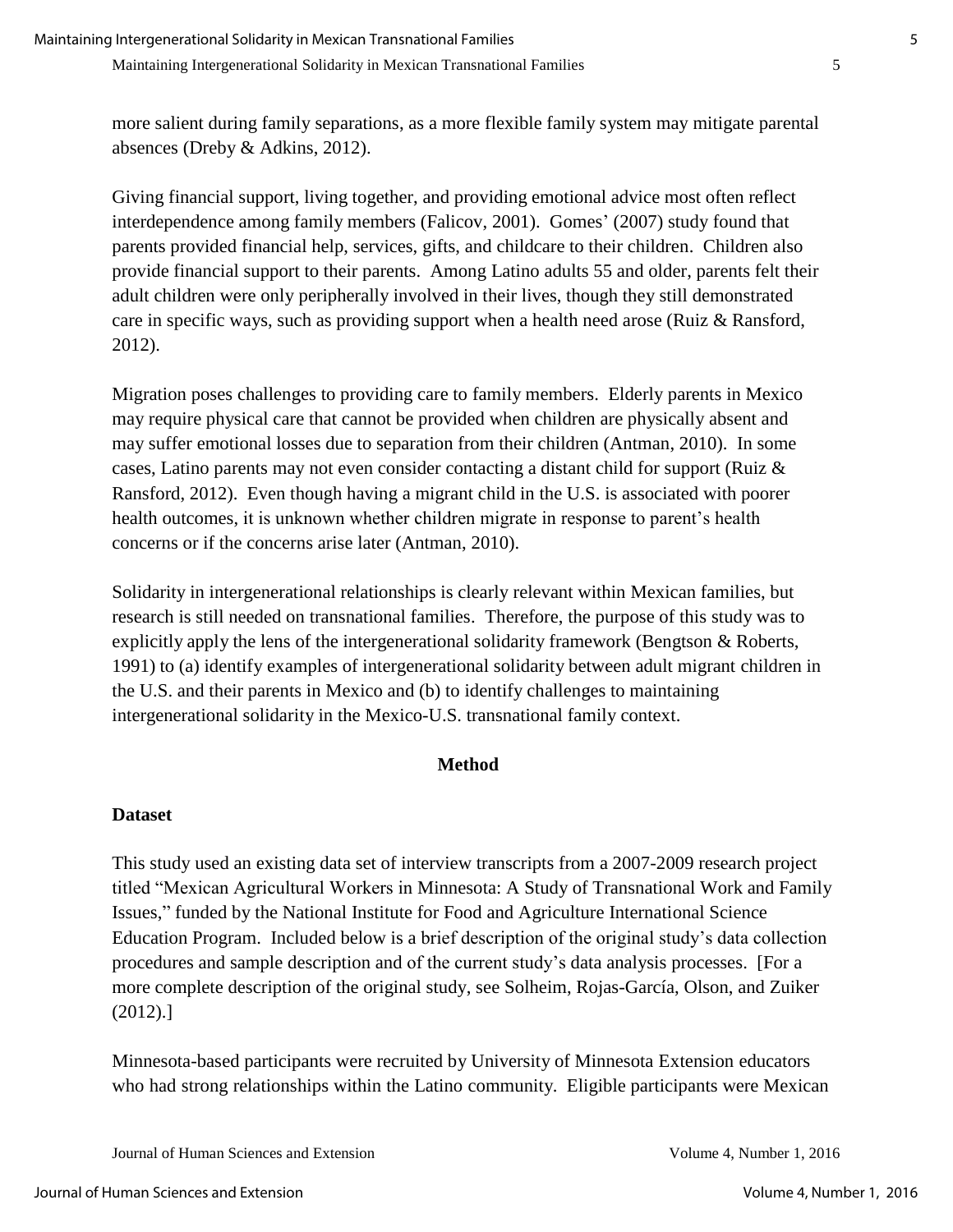more salient during family separations, as a more flexible family system may mitigate parental absences (Dreby & Adkins, 2012).

Giving financial support, living together, and providing emotional advice most often reflect interdependence among family members (Falicov, 2001). Gomes' (2007) study found that parents provided financial help, services, gifts, and childcare to their children. Children also provide financial support to their parents. Among Latino adults 55 and older, parents felt their adult children were only peripherally involved in their lives, though they still demonstrated care in specific ways, such as providing support when a health need arose (Ruiz & Ransford, 2012).

Migration poses challenges to providing care to family members. Elderly parents in Mexico may require physical care that cannot be provided when children are physically absent and may suffer emotional losses due to separation from their children (Antman, 2010). In some cases, Latino parents may not even consider contacting a distant child for support (Ruiz & Ransford, 2012). Even though having a migrant child in the U.S. is associated with poorer health outcomes, it is unknown whether children migrate in response to parent's health concerns or if the concerns arise later (Antman, 2010).

Solidarity in intergenerational relationships is clearly relevant within Mexican families, but research is still needed on transnational families. Therefore, the purpose of this study was to explicitly apply the lens of the intergenerational solidarity framework (Bengtson & Roberts, 1991) to (a) identify examples of intergenerational solidarity between adult migrant children in the U.S. and their parents in Mexico and (b) to identify challenges to maintaining intergenerational solidarity in the Mexico-U.S. transnational family context.

## Method

### Dataset

This study used an existing data set of interview transcripts from a 2007-2009 research project titled "Mexican Agricultural Workers in Minnesota: A Study of Transnational Work and Family Issues," funded by the National Institute for Food and Agriculture International Science Education Program. Included below is a brief description of the original study's data collection procedures and sample description and of the current study's data analysis processes. [For a more complete description of the original study, see Solheim, Rojas-García, Olson, and Zuiker (2012).]

Minnesota-based participants were recruited by University of Minnesota Extension educators who had strong relationships within the Latino community. Eligible participants were Mexican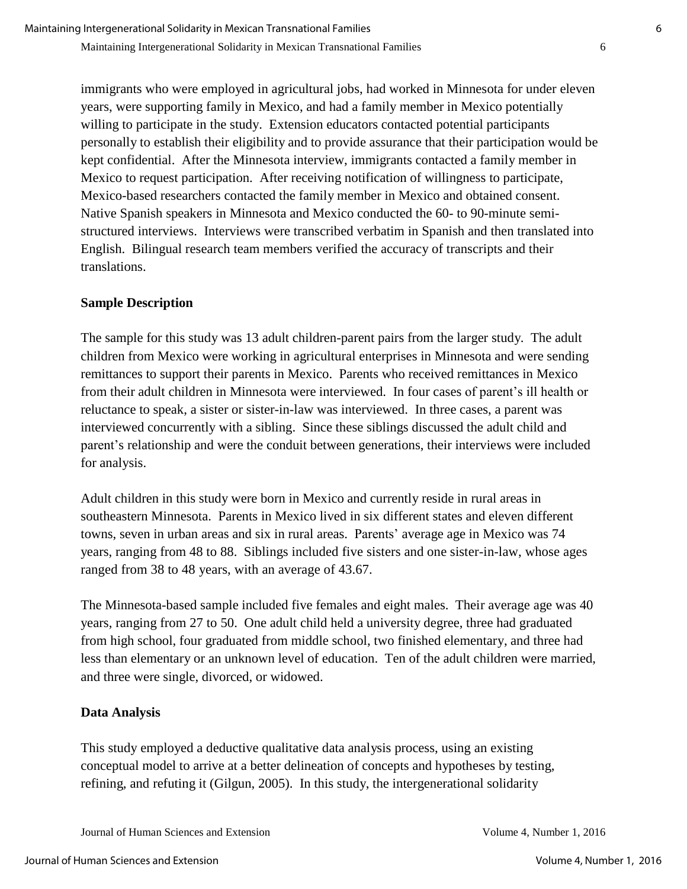immigrants who were employed in agricultural jobs, had worked in Minnesota for under eleven years, were supporting family in Mexico, and had a family member in Mexico potentially willing to participate in the study. Extension educators contacted potential participants personally to establish their eligibility and to provide assurance that their participation would be kept confidential. After the Minnesota interview, immigrants contacted a family member in Mexico to request participation. After receiving notification of willingness to participate, Mexico-based researchers contacted the family member in Mexico and obtained consent. Native Spanish speakers in Minnesota and Mexico conducted the 60- to 90-minute semi-structured interviews. Interviews were transcribed verbatim in Spanish and then translated into English. Bilingual research team members verified the accuracy of transcripts and their translations.

### Sample Description

The sample for this study was 13 adult children-parent pairs from the larger study. The adult children from Mexico were working in agricultural enterprises in Minnesota and were sending remittances to support their parents in Mexico. Parents who received remittances in Mexico from their adult children in Minnesota were interviewed. In four cases of parent's ill health or reluctance to speak, a sister or sister-in-law was interviewed. In three cases, a parent was interviewed concurrently with a sibling. Since these siblings discussed the adult child and parent's relationship and were the conduit between generations, their interviews were included for analysis.

Adult children in this study were born in Mexico and currently reside in rural areas in southeastern Minnesota. Parents in Mexico lived in six different states and eleven different towns, seven in urban areas and six in rural areas. Parents' average age in Mexico was 74 years, ranging from 48 to 88. Siblings included five sisters and one sister-in-law, whose ages ranged from 38 to 48 years, with an average of 43.67.

The Minnesota-based sample included five females and eight males. Their average age was 40 years, ranging from 27 to 50. One adult child held a university degree, three had graduated from high school, four graduated from middle school, two finished elementary, and three had less than elementary or an unknown level of education. Ten of the adult children were married, and three were single, divorced, or widowed.

### Data Analysis

This study employed a deductive qualitative data analysis process, using an existing conceptual model to arrive at a better delineation of concepts and hypotheses by testing, refining, and refuting it (Gilgun, 2005). In this study, the intergenerational solidarity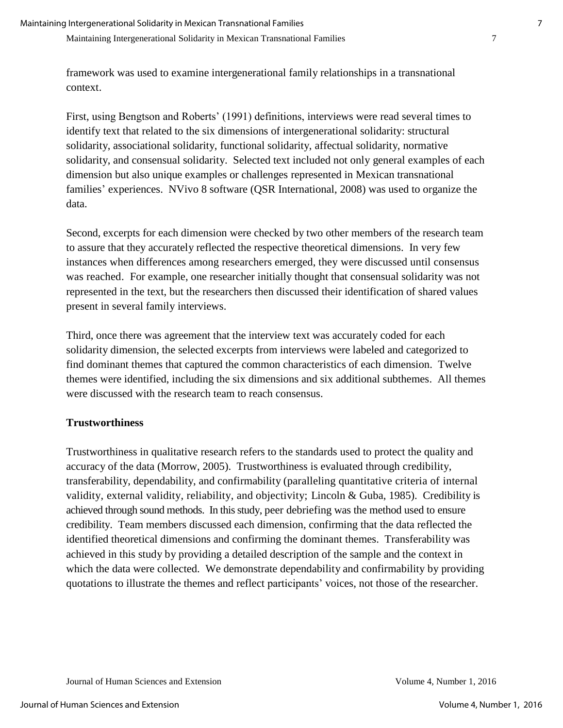framework was used to examine intergenerational family relationships in a transnational context.

First, using Bengtson and Roberts' (1991) definitions, interviews were read several times to identify text that related to the six dimensions of intergenerational solidarity: structural solidarity, associational solidarity, functional solidarity, affectual solidarity, normative solidarity, and consensual solidarity. Selected text included not only general examples of each dimension but also unique examples or challenges represented in Mexican transnational families' experiences. NVivo 8 software (QSR International, 2008) was used to organize the data.

Second, excerpts for each dimension were checked by two other members of the research team to assure that they accurately reflected the respective theoretical dimensions. In very few instances when differences among researchers emerged, they were discussed until consensus was reached. For example, one researcher initially thought that consensual solidarity was not represented in the text, but the researchers then discussed their identification of shared values present in several family interviews.

Third, once there was agreement that the interview text was accurately coded for each solidarity dimension, the selected excerpts from interviews were labeled and categorized to find dominant themes that captured the common characteristics of each dimension. Twelve themes were identified, including the six dimensions and six additional subthemes. All themes were discussed with the research team to reach consensus.

### Trustworthiness

Trustworthiness in qualitative research refers to the standards used to protect the quality and accuracy of the data (Morrow, 2005). Trustworthiness is evaluated through credibility, transferability, dependability, and confirmability (paralleling quantitative criteria of internal validity, external validity, reliability, and objectivity; Lincoln & Guba, 1985). Credibility is achieved through sound methods. In this study, peer debriefing was the method used to ensure credibility. Team members discussed each dimension, confirming that the data reflected the identified theoretical dimensions and confirming the dominant themes. Transferability was achieved in this study by providing a detailed description of the sample and the context in which the data were collected. We demonstrate dependability and confirmability by providing quotations to illustrate the themes and reflect participants' voices, not those of the researcher.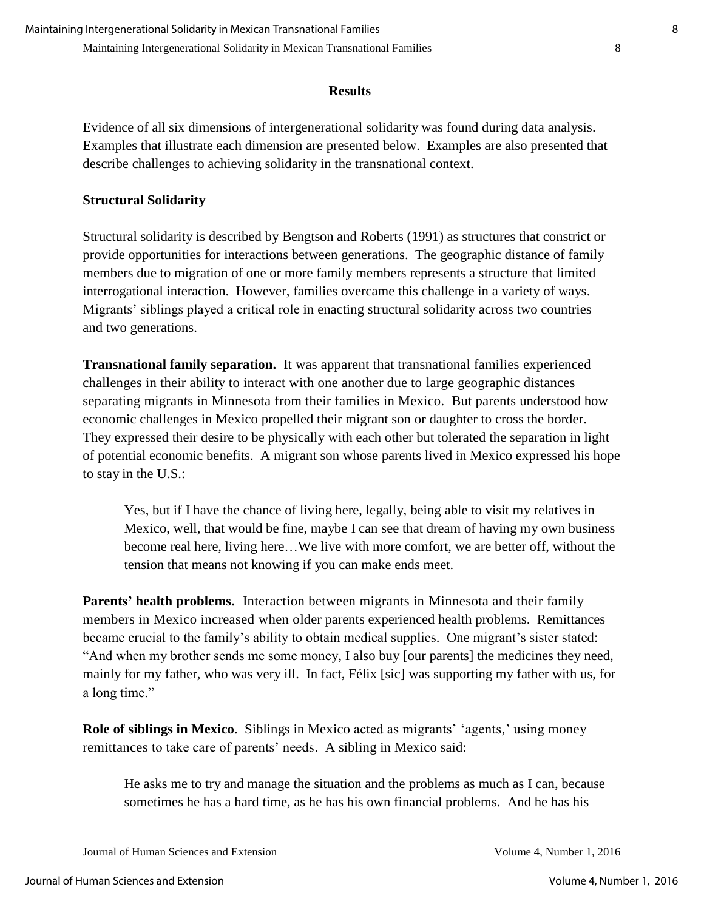## Results

Evidence of all six dimensions of intergenerational solidarity was found during data analysis. Examples that illustrate each dimension are presented below. Examples are also presented that describe challenges to achieving solidarity in the transnational context.

### Structural Solidarity

Structural solidarity is described by Bengtson and Roberts (1991) as structures that constrict or provide opportunities for interactions between generations. The geographic distance of family members due to migration of one or more family members represents a structure that limited interrogational interaction. However, families overcame this challenge in a variety of ways. Migrants' siblings played a critical role in enacting structural solidarity across two countries and two generations.

**Transnational family separation.** It was apparent that transnational families experienced challenges in their ability to interact with one another due to large geographic distances separating migrants in Minnesota from their families in Mexico. But parents understood how economic challenges in Mexico propelled their migrant son or daughter to cross the border. They expressed their desire to be physically with each other but tolerated the separation in light of potential economic benefits. A migrant son whose parents lived in Mexico expressed his hope to stay in the U.S.:

> Yes, but if I have the chance of living here, legally, being able to visit my relatives in Mexico, well, that would be fine, maybe I can see that dream of having my own business become real here, living here…We live with more comfort, we are better off, without the tension that means not knowing if you can make ends meet.

**Parents' health problems.** Interaction between migrants in Minnesota and their family members in Mexico increased when older parents experienced health problems. Remittances became crucial to the family's ability to obtain medical supplies. One migrant's sister stated: "And when my brother sends me some money, I also buy [our parents] the medicines they need, mainly for my father, who was very ill. In fact, Félix [sic] was supporting my father with us, for a long time."

**Role of siblings in Mexico**. Siblings in Mexico acted as migrants' 'agents,' using money remittances to take care of parents' needs. A sibling in Mexico said:

> He asks me to try and manage the situation and the problems as much as I can, because sometimes he has a hard time, as he has his own financial problems. And he has his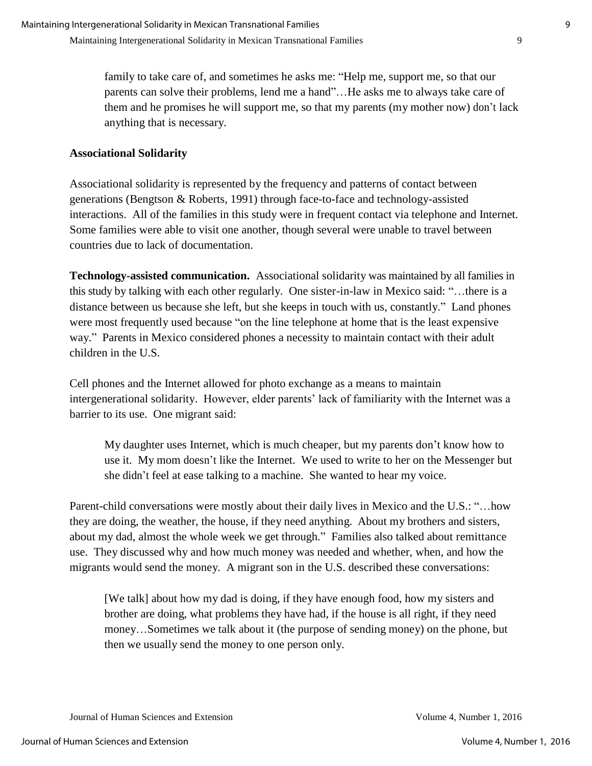> family to take care of, and sometimes he asks me: "Help me, support me, so that our parents can solve their problems, lend me a hand"…He asks me to always take care of them and he promises he will support me, so that my parents (my mother now) don't lack anything that is necessary.

**Associational Solidarity**

Associational solidarity is represented by the frequency and patterns of contact between generations (Bengtson & Roberts, 1991) through face-to-face and technology-assisted interactions. All of the families in this study were in frequent contact via telephone and Internet. Some families were able to visit one another, though several were unable to travel between countries due to lack of documentation.

**Technology-assisted communication.** Associational solidarity was maintained by all families in this study by talking with each other regularly. One sister-in-law in Mexico said: "…there is a distance between us because she left, but she keeps in touch with us, constantly." Land phones were most frequently used because "on the line telephone at home that is the least expensive way." Parents in Mexico considered phones a necessity to maintain contact with their adult children in the U.S.

Cell phones and the Internet allowed for photo exchange as a means to maintain intergenerational solidarity. However, elder parents' lack of familiarity with the Internet was a barrier to its use. One migrant said:

> My daughter uses Internet, which is much cheaper, but my parents don't know how to use it. My mom doesn't like the Internet. We used to write to her on the Messenger but she didn't feel at ease talking to a machine. She wanted to hear my voice.

Parent-child conversations were mostly about their daily lives in Mexico and the U.S.: "…how they are doing, the weather, the house, if they need anything. About my brothers and sisters, about my dad, almost the whole week we get through." Families also talked about remittance use. They discussed why and how much money was needed and whether, when, and how the migrants would send the money. A migrant son in the U.S. described these conversations:

> [We talk] about how my dad is doing, if they have enough food, how my sisters and brother are doing, what problems they have had, if the house is all right, if they need money…Sometimes we talk about it (the purpose of sending money) on the phone, but then we usually send the money to one person only.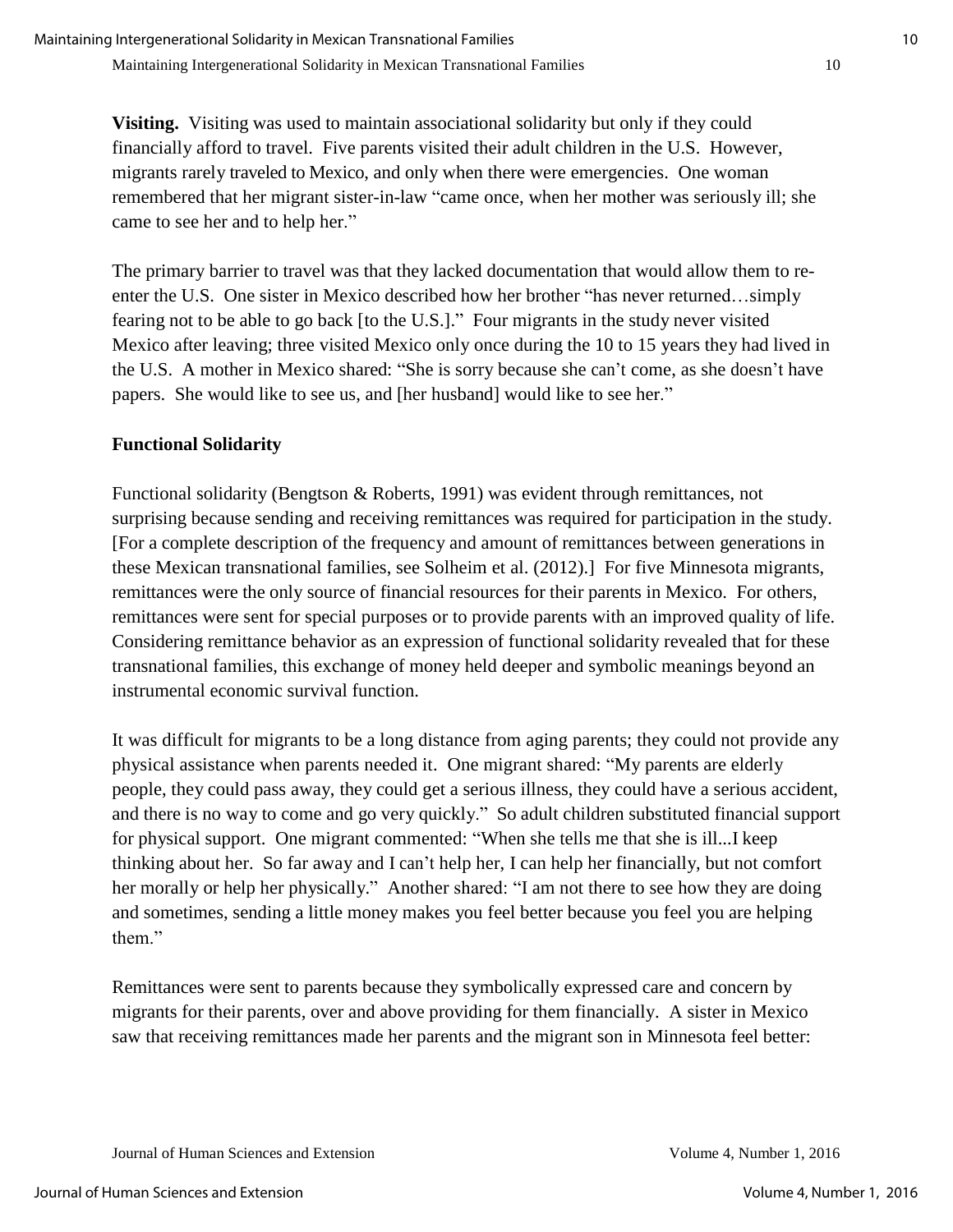**Visiting.** Visiting was used to maintain associational solidarity but only if they could financially afford to travel. Five parents visited their adult children in the U.S. However, migrants rarely traveled to Mexico, and only when there were emergencies. One woman remembered that her migrant sister-in-law "came once, when her mother was seriously ill; she came to see her and to help her."

The primary barrier to travel was that they lacked documentation that would allow them to re-enter the U.S. One sister in Mexico described how her brother "has never returned…simply fearing not to be able to go back [to the U.S.]." Four migrants in the study never visited Mexico after leaving; three visited Mexico only once during the 10 to 15 years they had lived in the U.S. A mother in Mexico shared: "She is sorry because she can't come, as she doesn't have papers. She would like to see us, and [her husband] would like to see her."

### Functional Solidarity

Functional solidarity (Bengtson & Roberts, 1991) was evident through remittances, not surprising because sending and receiving remittances was required for participation in the study. [For a complete description of the frequency and amount of remittances between generations in these Mexican transnational families, see Solheim et al. (2012).] For five Minnesota migrants, remittances were the only source of financial resources for their parents in Mexico. For others, remittances were sent for special purposes or to provide parents with an improved quality of life. Considering remittance behavior as an expression of functional solidarity revealed that for these transnational families, this exchange of money held deeper and symbolic meanings beyond an instrumental economic survival function.

It was difficult for migrants to be a long distance from aging parents; they could not provide any physical assistance when parents needed it. One migrant shared: "My parents are elderly people, they could pass away, they could get a serious illness, they could have a serious accident, and there is no way to come and go very quickly." So adult children substituted financial support for physical support. One migrant commented: "When she tells me that she is ill...I keep thinking about her. So far away and I can't help her, I can help her financially, but not comfort her morally or help her physically." Another shared: "I am not there to see how they are doing and sometimes, sending a little money makes you feel better because you feel you are helping them."

Remittances were sent to parents because they symbolically expressed care and concern by migrants for their parents, over and above providing for them financially. A sister in Mexico saw that receiving remittances made her parents and the migrant son in Minnesota feel better: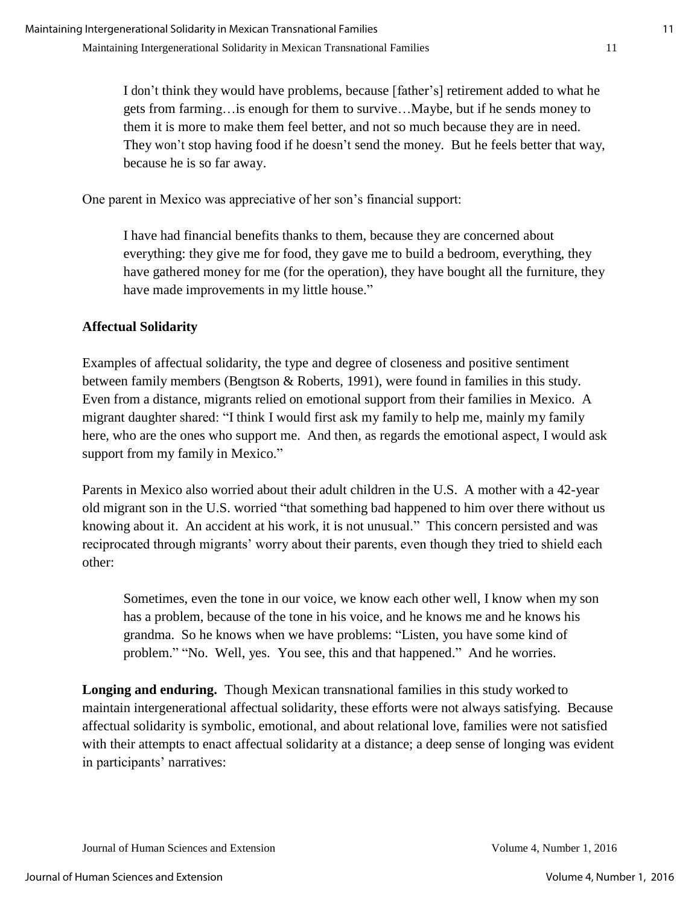> I don’t think they would have problems, because [father’s] retirement added to what he gets from farming…is enough for them to survive…Maybe, but if he sends money to them it is more to make them feel better, and not so much because they are in need. They won’t stop having food if he doesn’t send the money. But he feels better that way, because he is so far away.

One parent in Mexico was appreciative of her son’s financial support:

> I have had financial benefits thanks to them, because they are concerned about everything: they give me for food, they gave me to build a bedroom, everything, they have gathered money for me (for the operation), they have bought all the furniture, they have made improvements in my little house.”

### Affectual Solidarity

Examples of affectual solidarity, the type and degree of closeness and positive sentiment between family members (Bengtson & Roberts, 1991), were found in families in this study. Even from a distance, migrants relied on emotional support from their families in Mexico. A migrant daughter shared: “I think I would first ask my family to help me, mainly my family here, who are the ones who support me. And then, as regards the emotional aspect, I would ask support from my family in Mexico.”

Parents in Mexico also worried about their adult children in the U.S. A mother with a 42-year old migrant son in the U.S. worried “that something bad happened to him over there without us knowing about it. An accident at his work, it is not unusual.” This concern persisted and was reciprocated through migrants’ worry about their parents, even though they tried to shield each other:

> Sometimes, even the tone in our voice, we know each other well, I know when my son has a problem, because of the tone in his voice, and he knows me and he knows his grandma. So he knows when we have problems: “Listen, you have some kind of problem.” “No. Well, yes. You see, this and that happened.” And he worries.

**Longing and enduring.** Though Mexican transnational families in this study worked to maintain intergenerational affectual solidarity, these efforts were not always satisfying. Because affectual solidarity is symbolic, emotional, and about relational love, families were not satisfied with their attempts to enact affectual solidarity at a distance; a deep sense of longing was evident in participants’ narratives: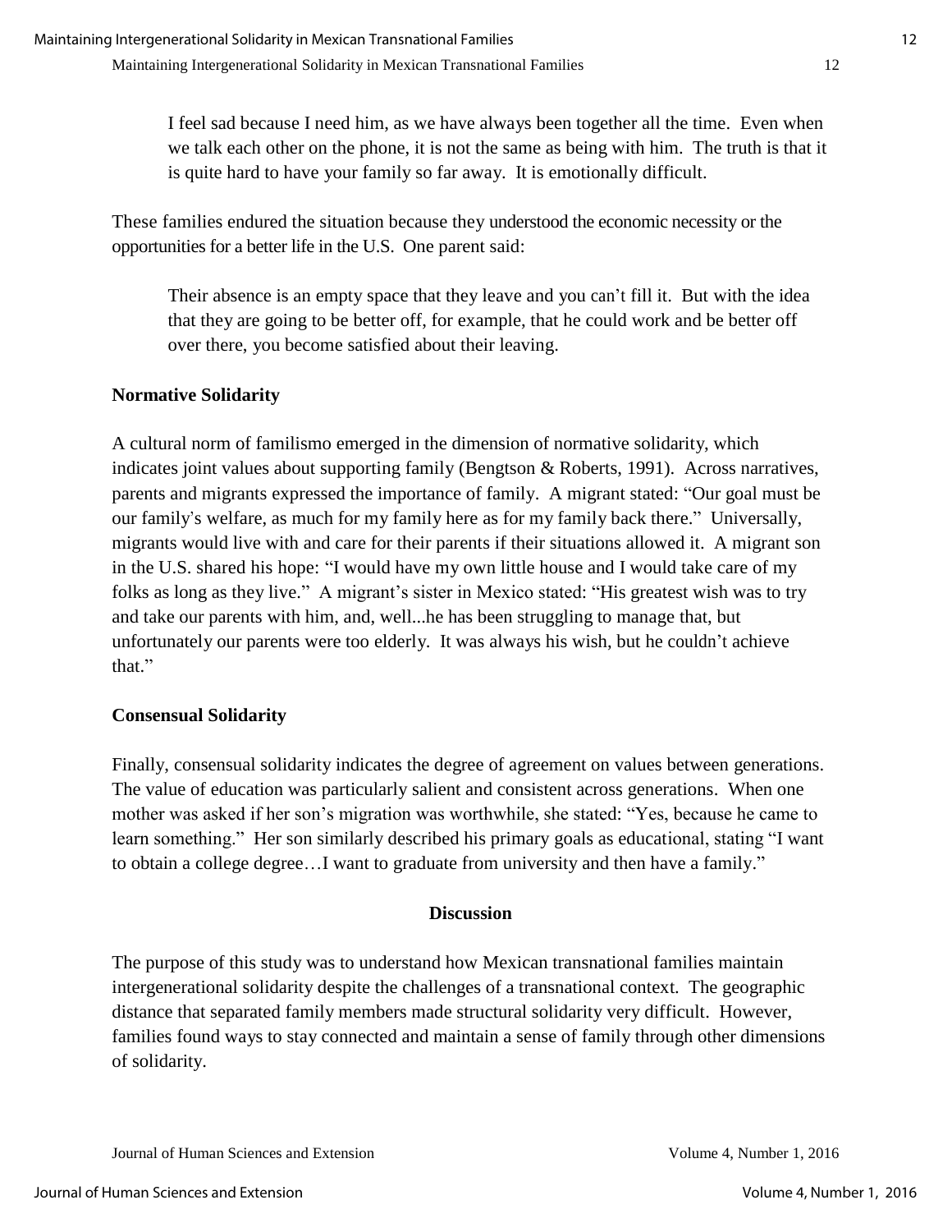> I feel sad because I need him, as we have always been together all the time. Even when we talk each other on the phone, it is not the same as being with him. The truth is that it is quite hard to have your family so far away. It is emotionally difficult.

These families endured the situation because they understood the economic necessity or the opportunities for a better life in the U.S. One parent said:

> Their absence is an empty space that they leave and you can't fill it. But with the idea that they are going to be better off, for example, that he could work and be better off over there, you become satisfied about their leaving.

### Normative Solidarity

A cultural norm of familismo emerged in the dimension of normative solidarity, which indicates joint values about supporting family (Bengtson & Roberts, 1991). Across narratives, parents and migrants expressed the importance of family. A migrant stated: "Our goal must be our family's welfare, as much for my family here as for my family back there." Universally, migrants would live with and care for their parents if their situations allowed it. A migrant son in the U.S. shared his hope: "I would have my own little house and I would take care of my folks as long as they live." A migrant's sister in Mexico stated: "His greatest wish was to try and take our parents with him, and, well...he has been struggling to manage that, but unfortunately our parents were too elderly. It was always his wish, but he couldn't achieve that."

### Consensual Solidarity

Finally, consensual solidarity indicates the degree of agreement on values between generations. The value of education was particularly salient and consistent across generations. When one mother was asked if her son's migration was worthwhile, she stated: "Yes, because he came to learn something." Her son similarly described his primary goals as educational, stating "I want to obtain a college degree…I want to graduate from university and then have a family."

## Discussion

The purpose of this study was to understand how Mexican transnational families maintain intergenerational solidarity despite the challenges of a transnational context. The geographic distance that separated family members made structural solidarity very difficult. However, families found ways to stay connected and maintain a sense of family through other dimensions of solidarity.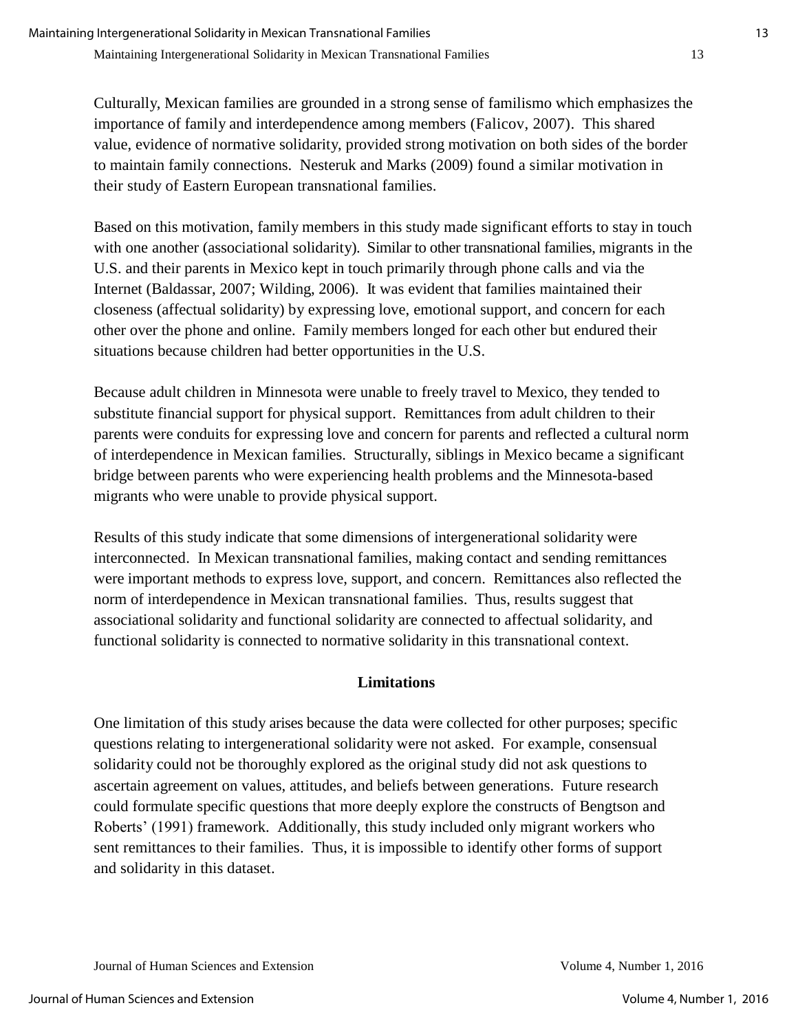Culturally, Mexican families are grounded in a strong sense of familismo which emphasizes the importance of family and interdependence among members (Falicov, 2007). This shared value, evidence of normative solidarity, provided strong motivation on both sides of the border to maintain family connections. Nesteruk and Marks (2009) found a similar motivation in their study of Eastern European transnational families.

Based on this motivation, family members in this study made significant efforts to stay in touch with one another (associational solidarity). Similar to other transnational families, migrants in the U.S. and their parents in Mexico kept in touch primarily through phone calls and via the Internet (Baldassar, 2007; Wilding, 2006). It was evident that families maintained their closeness (affectual solidarity) by expressing love, emotional support, and concern for each other over the phone and online. Family members longed for each other but endured their situations because children had better opportunities in the U.S.

Because adult children in Minnesota were unable to freely travel to Mexico, they tended to substitute financial support for physical support. Remittances from adult children to their parents were conduits for expressing love and concern for parents and reflected a cultural norm of interdependence in Mexican families. Structurally, siblings in Mexico became a significant bridge between parents who were experiencing health problems and the Minnesota-based migrants who were unable to provide physical support.

Results of this study indicate that some dimensions of intergenerational solidarity were interconnected. In Mexican transnational families, making contact and sending remittances were important methods to express love, support, and concern. Remittances also reflected the norm of interdependence in Mexican transnational families. Thus, results suggest that associational solidarity and functional solidarity are connected to affectual solidarity, and functional solidarity is connected to normative solidarity in this transnational context.

## Limitations

One limitation of this study arises because the data were collected for other purposes; specific questions relating to intergenerational solidarity were not asked. For example, consensual solidarity could not be thoroughly explored as the original study did not ask questions to ascertain agreement on values, attitudes, and beliefs between generations. Future research could formulate specific questions that more deeply explore the constructs of Bengtson and Roberts' (1991) framework. Additionally, this study included only migrant workers who sent remittances to their families. Thus, it is impossible to identify other forms of support and solidarity in this dataset.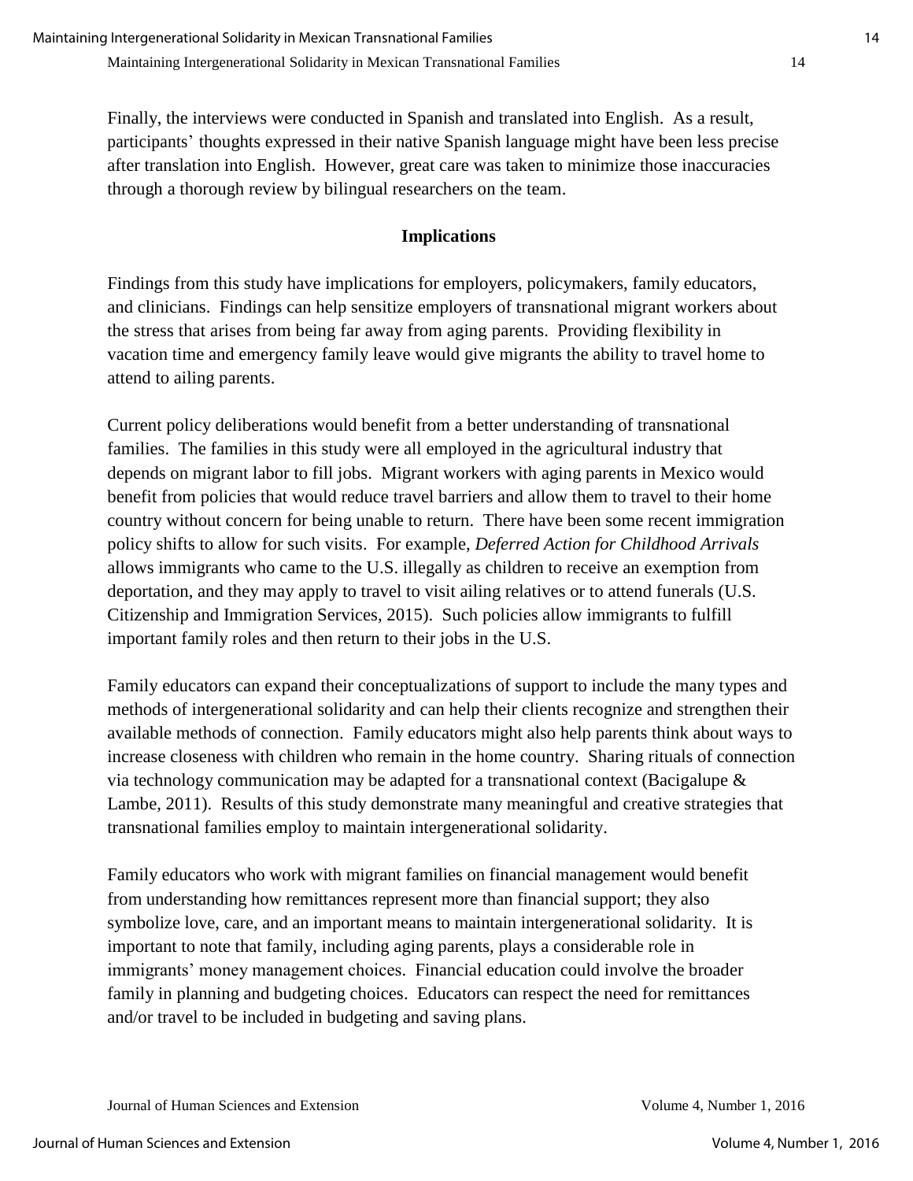Finally, the interviews were conducted in Spanish and translated into English. As a result, participants' thoughts expressed in their native Spanish language might have been less precise after translation into English. However, great care was taken to minimize those inaccuracies through a thorough review by bilingual researchers on the team.

## Implications

Findings from this study have implications for employers, policymakers, family educators, and clinicians. Findings can help sensitize employers of transnational migrant workers about the stress that arises from being far away from aging parents. Providing flexibility in vacation time and emergency family leave would give migrants the ability to travel home to attend to ailing parents.

Current policy deliberations would benefit from a better understanding of transnational families. The families in this study were all employed in the agricultural industry that depends on migrant labor to fill jobs. Migrant workers with aging parents in Mexico would benefit from policies that would reduce travel barriers and allow them to travel to their home country without concern for being unable to return. There have been some recent immigration policy shifts to allow for such visits. For example, *Deferred Action for Childhood Arrivals* allows immigrants who came to the U.S. illegally as children to receive an exemption from deportation, and they may apply to travel to visit ailing relatives or to attend funerals (U.S. Citizenship and Immigration Services, 2015). Such policies allow immigrants to fulfill important family roles and then return to their jobs in the U.S.

Family educators can expand their conceptualizations of support to include the many types and methods of intergenerational solidarity and can help their clients recognize and strengthen their available methods of connection. Family educators might also help parents think about ways to increase closeness with children who remain in the home country. Sharing rituals of connection via technology communication may be adapted for a transnational context (Bacigalupe & Lambe, 2011). Results of this study demonstrate many meaningful and creative strategies that transnational families employ to maintain intergenerational solidarity.

Family educators who work with migrant families on financial management would benefit from understanding how remittances represent more than financial support; they also symbolize love, care, and an important means to maintain intergenerational solidarity. It is important to note that family, including aging parents, plays a considerable role in immigrants' money management choices. Financial education could involve the broader family in planning and budgeting choices. Educators can respect the need for remittances and/or travel to be included in budgeting and saving plans.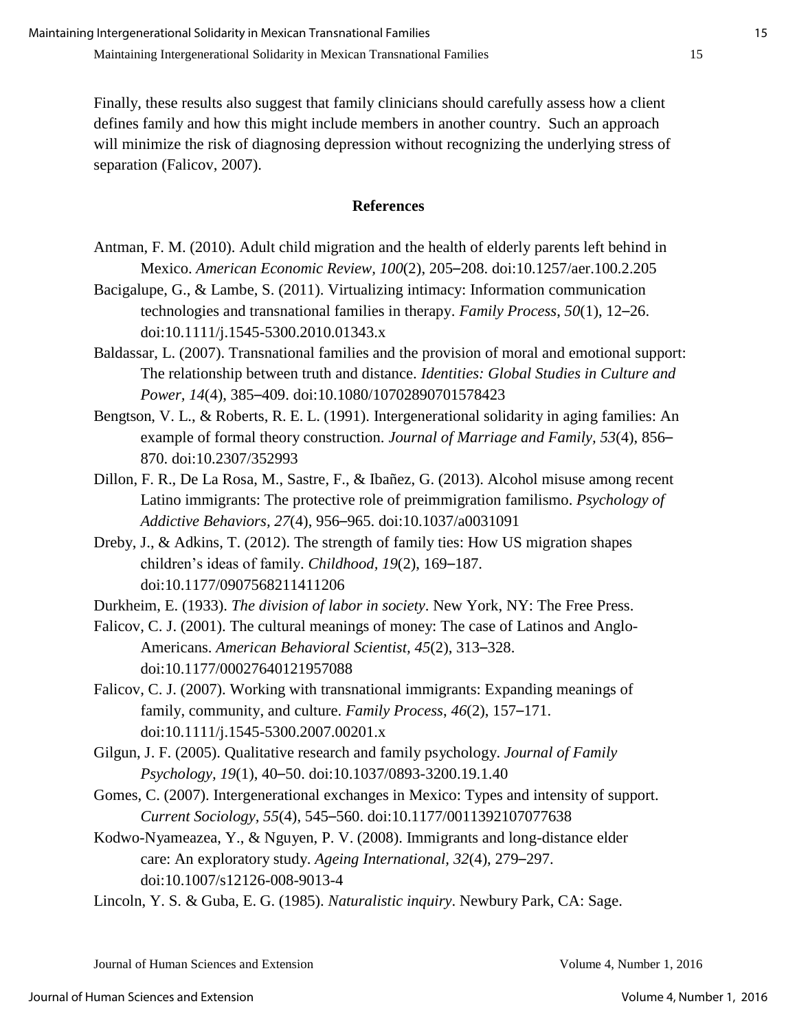Finally, these results also suggest that family clinicians should carefully assess how a client defines family and how this might include members in another country. Such an approach will minimize the risk of diagnosing depression without recognizing the underlying stress of separation (Falicov, 2007).

## References

Antman, F. M. (2010). Adult child migration and the health of elderly parents left behind in Mexico. *American Economic Review, 100*(2), 205–208. doi:10.1257/aer.100.2.205

Bacigalupe, G., & Lambe, S. (2011). Virtualizing intimacy: Information communication technologies and transnational families in therapy. *Family Process, 50*(1), 12–26. doi:10.1111/j.1545-5300.2010.01343.x

Baldassar, L. (2007). Transnational families and the provision of moral and emotional support: The relationship between truth and distance. *Identities: Global Studies in Culture and Power, 14*(4), 385–409. doi:10.1080/10702890701578423

Bengtson, V. L., & Roberts, R. E. L. (1991). Intergenerational solidarity in aging families: An example of formal theory construction. *Journal of Marriage and Family, 53*(4), 856–870. doi:10.2307/352993

Dillon, F. R., De La Rosa, M., Sastre, F., & Ibañez, G. (2013). Alcohol misuse among recent Latino immigrants: The protective role of preimmigration familismo. *Psychology of Addictive Behaviors, 27*(4), 956–965. doi:10.1037/a0031091

Dreby, J., & Adkins, T. (2012). The strength of family ties: How US migration shapes children's ideas of family. *Childhood, 19*(2), 169–187. doi:10.1177/0907568211411206

Durkheim, E. (1933). *The division of labor in society*. New York, NY: The Free Press.

Falicov, C. J. (2001). The cultural meanings of money: The case of Latinos and Anglo-Americans. *American Behavioral Scientist, 45*(2), 313–328. doi:10.1177/00027640121957088

Falicov, C. J. (2007). Working with transnational immigrants: Expanding meanings of family, community, and culture. *Family Process, 46*(2), 157–171. doi:10.1111/j.1545-5300.2007.00201.x

Gilgun, J. F. (2005). Qualitative research and family psychology. *Journal of Family Psychology, 19*(1), 40–50. doi:10.1037/0893-3200.19.1.40

Gomes, C. (2007). Intergenerational exchanges in Mexico: Types and intensity of support. *Current Sociology, 55*(4), 545–560. doi:10.1177/0011392107077638

Kodwo-Nyameazea, Y., & Nguyen, P. V. (2008). Immigrants and long-distance elder care: An exploratory study. *Ageing International, 32*(4), 279–297. doi:10.1007/s12126-008-9013-4

Lincoln, Y. S. & Guba, E. G. (1985). *Naturalistic inquiry*. Newbury Park, CA: Sage.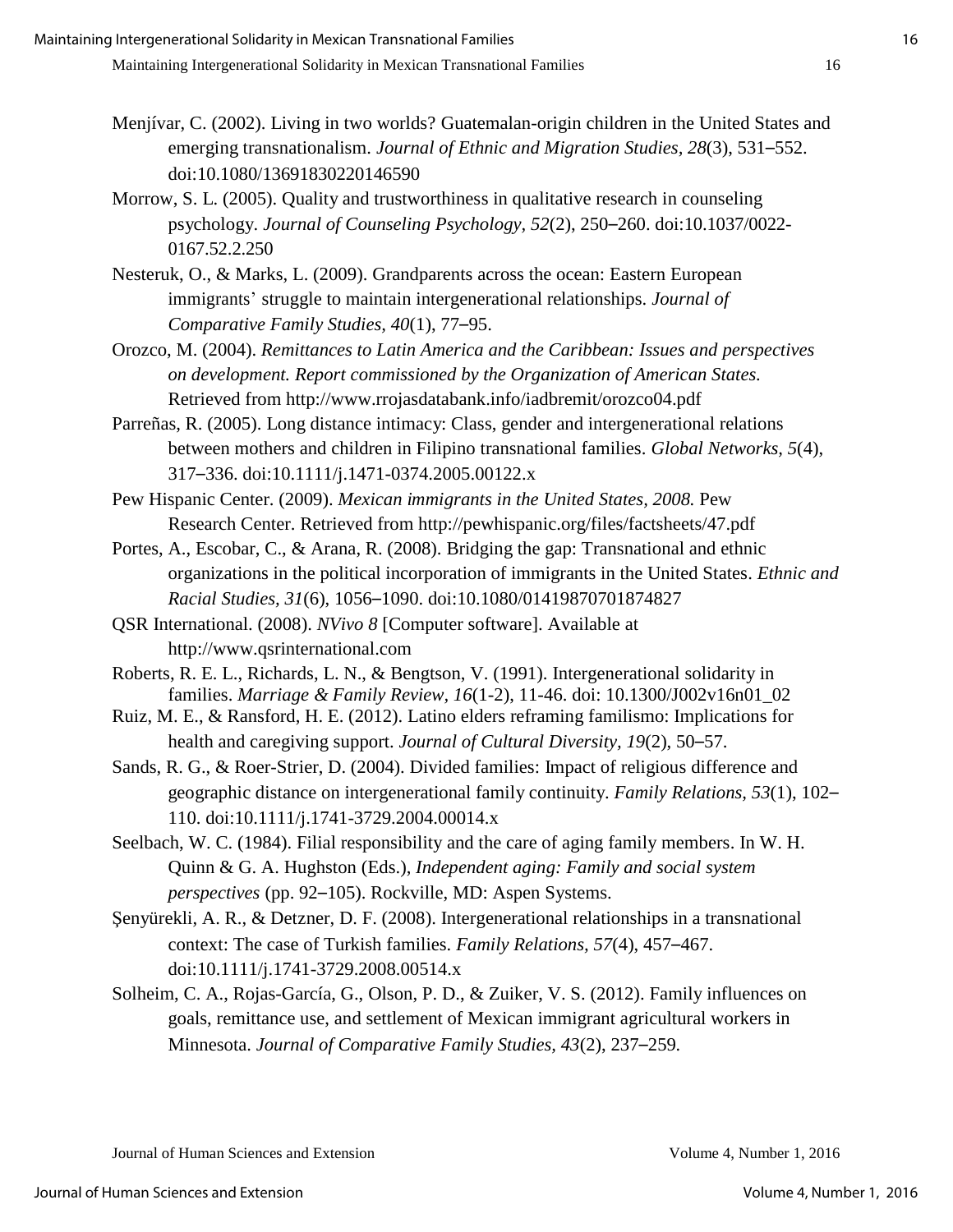Menjívar, C. (2002). Living in two worlds? Guatemalan-origin children in the United States and emerging transnationalism. *Journal of Ethnic and Migration Studies, 28*(3), 531–552. doi:10.1080/13691830220146590

Morrow, S. L. (2005). Quality and trustworthiness in qualitative research in counseling psychology. *Journal of Counseling Psychology, 52*(2), 250–260. doi:10.1037/0022-0167.52.2.250

Nesteruk, O., & Marks, L. (2009). Grandparents across the ocean: Eastern European immigrants' struggle to maintain intergenerational relationships. *Journal of Comparative Family Studies, 40*(1), 77–95.

Orozco, M. (2004). *Remittances to Latin America and the Caribbean: Issues and perspectives on development. Report commissioned by the Organization of American States.* Retrieved from http://www.rrojasdatabank.info/iadbremit/orozco04.pdf

Parreñas, R. (2005). Long distance intimacy: Class, gender and intergenerational relations between mothers and children in Filipino transnational families. *Global Networks, 5*(4), 317–336. doi:10.1111/j.1471-0374.2005.00122.x

Pew Hispanic Center. (2009). *Mexican immigrants in the United States, 2008.* Pew Research Center. Retrieved from http://pewhispanic.org/files/factsheets/47.pdf

Portes, A., Escobar, C., & Arana, R. (2008). Bridging the gap: Transnational and ethnic organizations in the political incorporation of immigrants in the United States. *Ethnic and Racial Studies, 31*(6), 1056–1090. doi:10.1080/01419870701874827

QSR International. (2008). *NVivo 8* [Computer software]. Available at http://www.qsrinternational.com

Roberts, R. E. L., Richards, L. N., & Bengtson, V. (1991). Intergenerational solidarity in families. *Marriage & Family Review, 16*(1-2), 11-46. doi: 10.1300/J002v16n01_02

Ruiz, M. E., & Ransford, H. E. (2012). Latino elders reframing familismo: Implications for health and caregiving support. *Journal of Cultural Diversity, 19*(2), 50–57.

Sands, R. G., & Roer-Strier, D. (2004). Divided families: Impact of religious difference and geographic distance on intergenerational family continuity. *Family Relations, 53*(1), 102–110. doi:10.1111/j.1741-3729.2004.00014.x

Seelbach, W. C. (1984). Filial responsibility and the care of aging family members. In W. H. Quinn & G. A. Hughston (Eds.), *Independent aging: Family and social system perspectives* (pp. 92–105). Rockville, MD: Aspen Systems.

Şenyürekli, A. R., & Detzner, D. F. (2008). Intergenerational relationships in a transnational context: The case of Turkish families. *Family Relations, 57*(4), 457–467. doi:10.1111/j.1741-3729.2008.00514.x

Solheim, C. A., Rojas-García, G., Olson, P. D., & Zuiker, V. S. (2012). Family influences on goals, remittance use, and settlement of Mexican immigrant agricultural workers in Minnesota. *Journal of Comparative Family Studies, 43*(2), 237–259.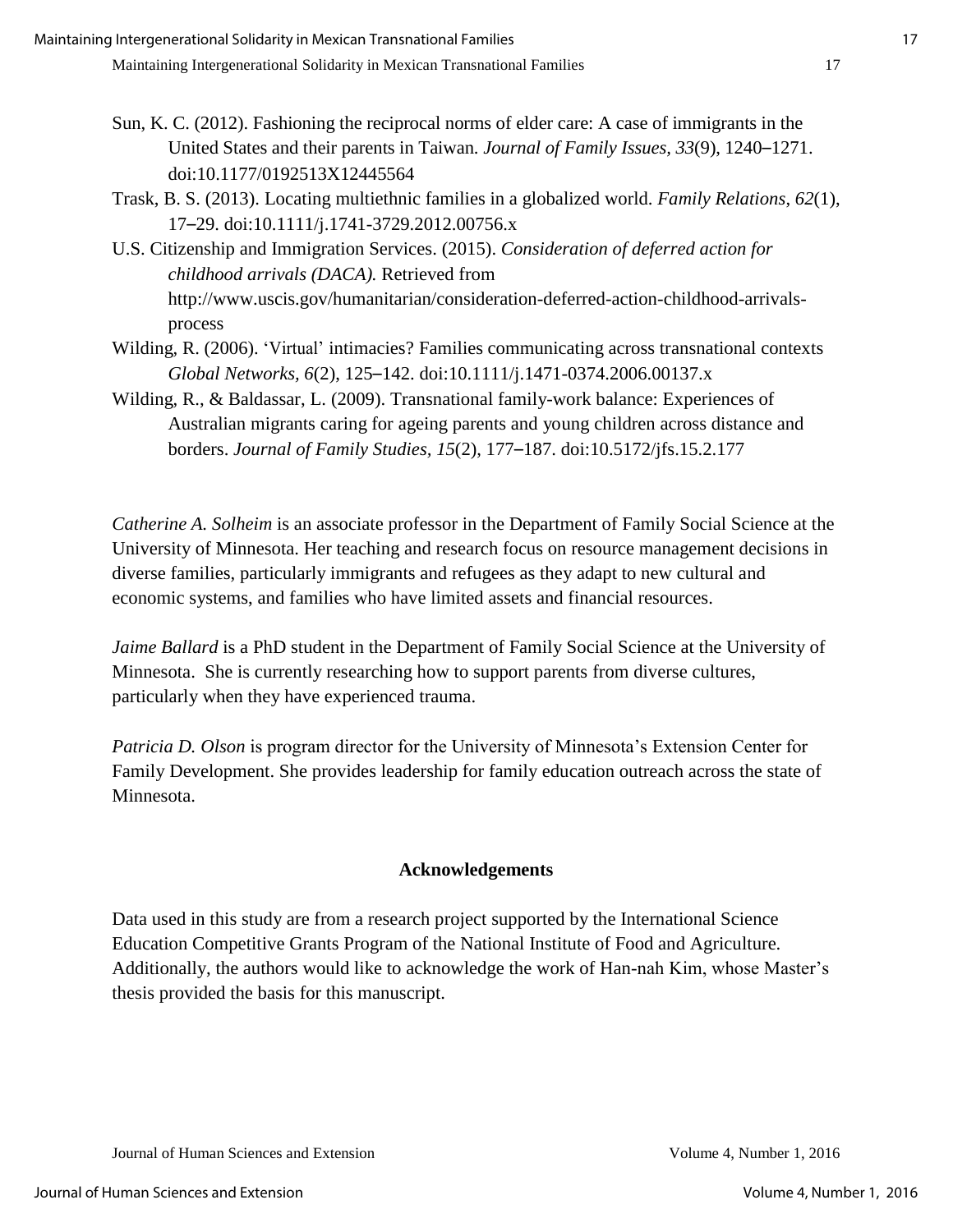Sun, K. C. (2012). Fashioning the reciprocal norms of elder care: A case of immigrants in the United States and their parents in Taiwan. *Journal of Family Issues*, *33*(9), 1240–1271. doi:10.1177/0192513X12445564

Trask, B. S. (2013). Locating multiethnic families in a globalized world. *Family Relations*, *62*(1), 17–29. doi:10.1111/j.1741-3729.2012.00756.x

U.S. Citizenship and Immigration Services. (2015). *Consideration of deferred action for childhood arrivals (DACA).* Retrieved from http://www.uscis.gov/humanitarian/consideration-deferred-action-childhood-arrivals-process

Wilding, R. (2006). 'Virtual' intimacies? Families communicating across transnational contexts *Global Networks*, *6*(2), 125–142. doi:10.1111/j.1471-0374.2006.00137.x

Wilding, R., & Baldassar, L. (2009). Transnational family-work balance: Experiences of Australian migrants caring for ageing parents and young children across distance and borders. *Journal of Family Studies*, *15*(2), 177–187. doi:10.5172/jfs.15.2.177

*Catherine A. Solheim* is an associate professor in the Department of Family Social Science at the University of Minnesota. Her teaching and research focus on resource management decisions in diverse families, particularly immigrants and refugees as they adapt to new cultural and economic systems, and families who have limited assets and financial resources.

*Jaime Ballard* is a PhD student in the Department of Family Social Science at the University of Minnesota. She is currently researching how to support parents from diverse cultures, particularly when they have experienced trauma.

*Patricia D. Olson* is program director for the University of Minnesota's Extension Center for Family Development. She provides leadership for family education outreach across the state of Minnesota.

## Acknowledgements

Data used in this study are from a research project supported by the International Science Education Competitive Grants Program of the National Institute of Food and Agriculture. Additionally, the authors would like to acknowledge the work of Han-nah Kim, whose Master's thesis provided the basis for this manuscript.